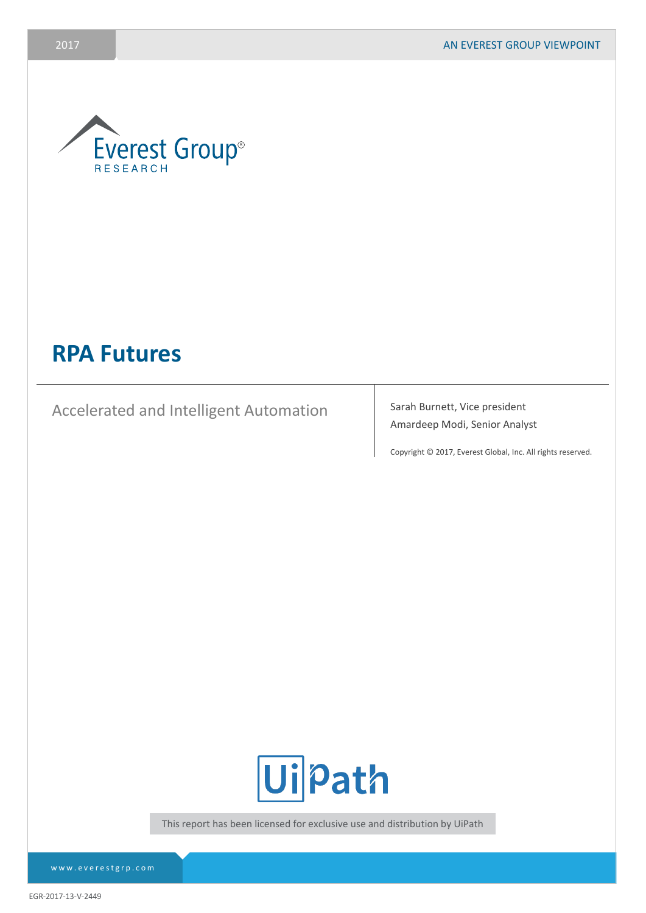2017

AN EVEREST GROUP VIEWPOINT

Everest Group® RESEARCH

# RPA Futures

Accelerated and Intelligent Automation

Sarah Burnett, Vice president
Amardeep Modi, Senior Analyst

Copyright © 2017, Everest Global, Inc. All rights reserved.

UiPath

This report has been licensed for exclusive use and distribution by UiPath

www.everestgrp.com

EGR-2017-13-V-2449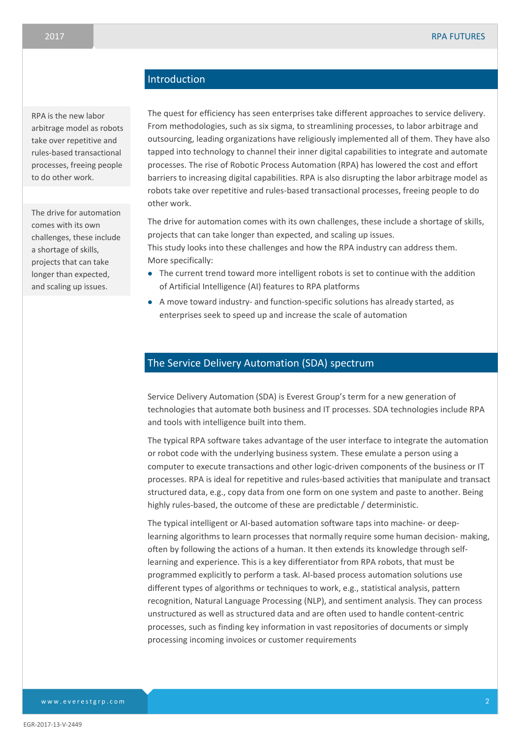## Introduction

> RPA is the new labor arbitrage model as robots take over repetitive and rules-based transactional processes, freeing people to do other work.

> The drive for automation comes with its own challenges, these include a shortage of skills, projects that can take longer than expected, and scaling up issues.

The quest for efficiency has seen enterprises take different approaches to service delivery. From methodologies, such as six sigma, to streamlining processes, to labor arbitrage and outsourcing, leading organizations have religiously implemented all of them. They have also tapped into technology to channel their inner digital capabilities to integrate and automate processes. The rise of Robotic Process Automation (RPA) has lowered the cost and effort barriers to increasing digital capabilities. RPA is also disrupting the labor arbitrage model as robots take over repetitive and rules-based transactional processes, freeing people to do other work.

The drive for automation comes with its own challenges, these include a shortage of skills, projects that can take longer than expected, and scaling up issues.
This study looks into these challenges and how the RPA industry can address them. More specifically:

- The current trend toward more intelligent robots is set to continue with the addition of Artificial Intelligence (AI) features to RPA platforms
- A move toward industry- and function-specific solutions has already started, as enterprises seek to speed up and increase the scale of automation

## The Service Delivery Automation (SDA) spectrum

Service Delivery Automation (SDA) is Everest Group's term for a new generation of technologies that automate both business and IT processes. SDA technologies include RPA and tools with intelligence built into them.

The typical RPA software takes advantage of the user interface to integrate the automation or robot code with the underlying business system. These emulate a person using a computer to execute transactions and other logic-driven components of the business or IT processes. RPA is ideal for repetitive and rules-based activities that manipulate and transact structured data, e.g., copy data from one form on one system and paste to another. Being highly rules-based, the outcome of these are predictable / deterministic.

The typical intelligent or AI-based automation software taps into machine- or deep-learning algorithms to learn processes that normally require some human decision- making, often by following the actions of a human. It then extends its knowledge through self-learning and experience. This is a key differentiator from RPA robots, that must be programmed explicitly to perform a task. AI-based process automation solutions use different types of algorithms or techniques to work, e.g., statistical analysis, pattern recognition, Natural Language Processing (NLP), and sentiment analysis. They can process unstructured as well as structured data and are often used to handle content-centric processes, such as finding key information in vast repositories of documents or simply processing incoming invoices or customer requirements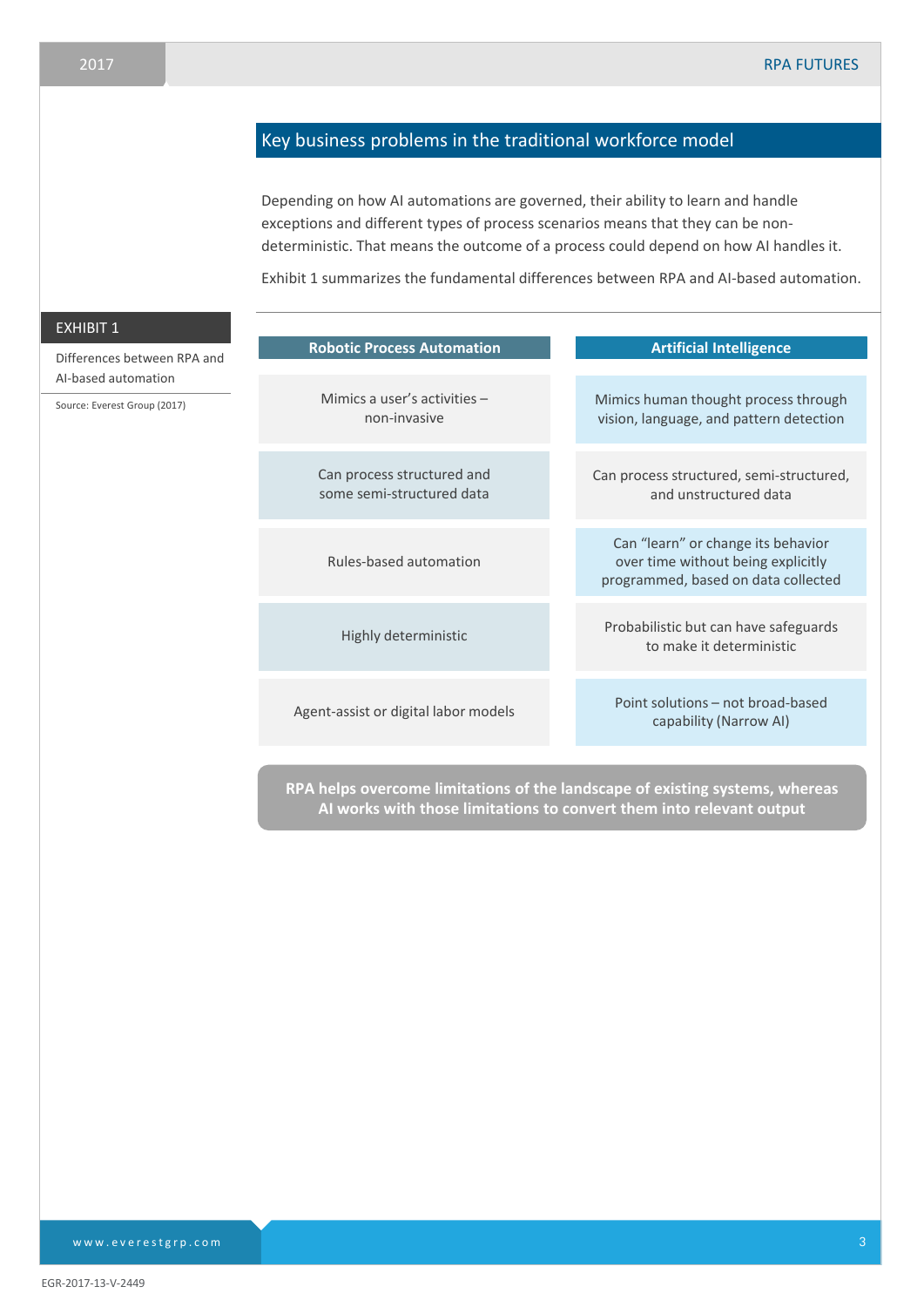## Key business problems in the traditional workforce model

Depending on how AI automations are governed, their ability to learn and handle exceptions and different types of process scenarios means that they can be non-deterministic. That means the outcome of a process could depend on how AI handles it.

Exhibit 1 summarizes the fundamental differences between RPA and AI-based automation.

**EXHIBIT 1**

Differences between RPA and AI-based automation

Source: Everest Group (2017)

| Robotic Process Automation | Artificial Intelligence |
|---|---|
| Mimics a user's activities – non-invasive | Mimics human thought process through vision, language, and pattern detection |
| Can process structured and some semi-structured data | Can process structured, semi-structured, and unstructured data |
| Rules-based automation | Can "learn" or change its behavior over time without being explicitly programmed, based on data collected |
| Highly deterministic | Probabilistic but can have safeguards to make it deterministic |
| Agent-assist or digital labor models | Point solutions – not broad-based capability (Narrow AI) |

**RPA helps overcome limitations of the landscape of existing systems, whereas AI works with those limitations to convert them into relevant output**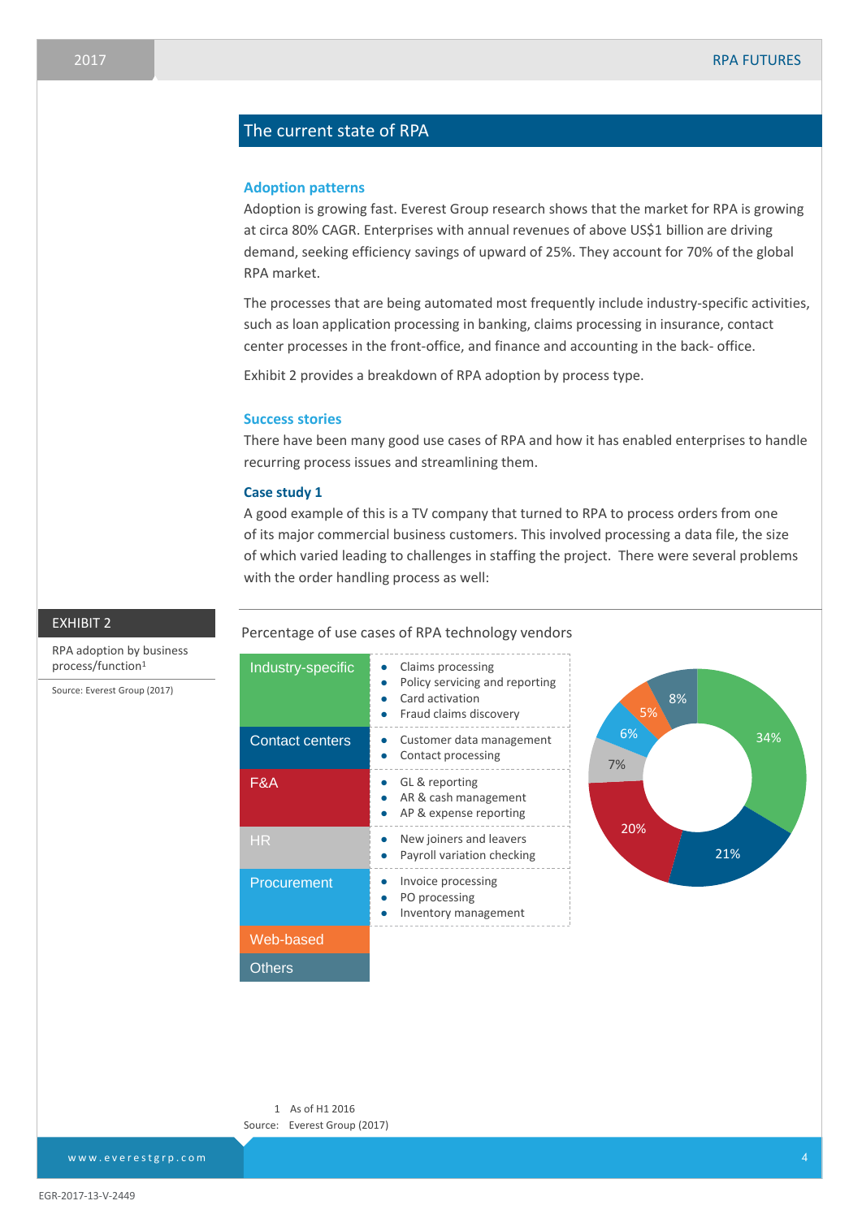## The current state of RPA

### Adoption patterns

Adoption is growing fast. Everest Group research shows that the market for RPA is growing at circa 80% CAGR. Enterprises with annual revenues of above US$1 billion are driving demand, seeking efficiency savings of upward of 25%. They account for 70% of the global RPA market.

The processes that are being automated most frequently include industry-specific activities, such as loan application processing in banking, claims processing in insurance, contact center processes in the front-office, and finance and accounting in the back- office.

Exhibit 2 provides a breakdown of RPA adoption by process type.

### Success stories

There have been many good use cases of RPA and how it has enabled enterprises to handle recurring process issues and streamlining them.

#### Case study 1

A good example of this is a TV company that turned to RPA to process orders from one of its major commercial business customers. This involved processing a data file, the size of which varied leading to challenges in staffing the project. There were several problems with the order handling process as well:

**EXHIBIT 2**

RPA adoption by business process/function[1]

Source: Everest Group (2017)

Percentage of use cases of RPA technology vendors

| Process/function | Examples | Share |
|---|---|---|
| Industry-specific | Claims processing; Policy servicing and reporting; Card activation; Fraud claims discovery | 34% |
| Contact centers | Customer data management; Contact processing | 21% |
| F&A | GL & reporting; AR & cash management; AP & expense reporting | 20% |
| HR | New joiners and leavers; Payroll variation checking | 7% |
| Procurement | Invoice processing; PO processing; Inventory management | 6% |
| Web-based | | 5% |
| Others | | 8% |

1 As of H1 2016

Source: Everest Group (2017)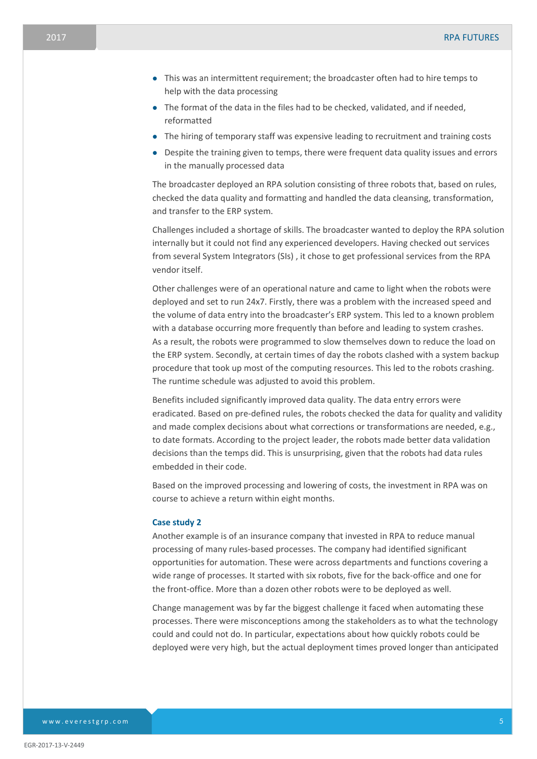- This was an intermittent requirement; the broadcaster often had to hire temps to help with the data processing
- The format of the data in the files had to be checked, validated, and if needed, reformatted
- The hiring of temporary staff was expensive leading to recruitment and training costs
- Despite the training given to temps, there were frequent data quality issues and errors in the manually processed data

The broadcaster deployed an RPA solution consisting of three robots that, based on rules, checked the data quality and formatting and handled the data cleansing, transformation, and transfer to the ERP system.

Challenges included a shortage of skills. The broadcaster wanted to deploy the RPA solution internally but it could not find any experienced developers. Having checked out services from several System Integrators (SIs) , it chose to get professional services from the RPA vendor itself.

Other challenges were of an operational nature and came to light when the robots were deployed and set to run 24x7. Firstly, there was a problem with the increased speed and the volume of data entry into the broadcaster's ERP system. This led to a known problem with a database occurring more frequently than before and leading to system crashes. As a result, the robots were programmed to slow themselves down to reduce the load on the ERP system. Secondly, at certain times of day the robots clashed with a system backup procedure that took up most of the computing resources. This led to the robots crashing. The runtime schedule was adjusted to avoid this problem.

Benefits included significantly improved data quality. The data entry errors were eradicated. Based on pre-defined rules, the robots checked the data for quality and validity and made complex decisions about what corrections or transformations are needed, e.g., to date formats. According to the project leader, the robots made better data validation decisions than the temps did. This is unsurprising, given that the robots had data rules embedded in their code.

Based on the improved processing and lowering of costs, the investment in RPA was on course to achieve a return within eight months.

### Case study 2

Another example is of an insurance company that invested in RPA to reduce manual processing of many rules-based processes. The company had identified significant opportunities for automation. These were across departments and functions covering a wide range of processes. It started with six robots, five for the back-office and one for the front-office. More than a dozen other robots were to be deployed as well.

Change management was by far the biggest challenge it faced when automating these processes. There were misconceptions among the stakeholders as to what the technology could and could not do. In particular, expectations about how quickly robots could be deployed were very high, but the actual deployment times proved longer than anticipated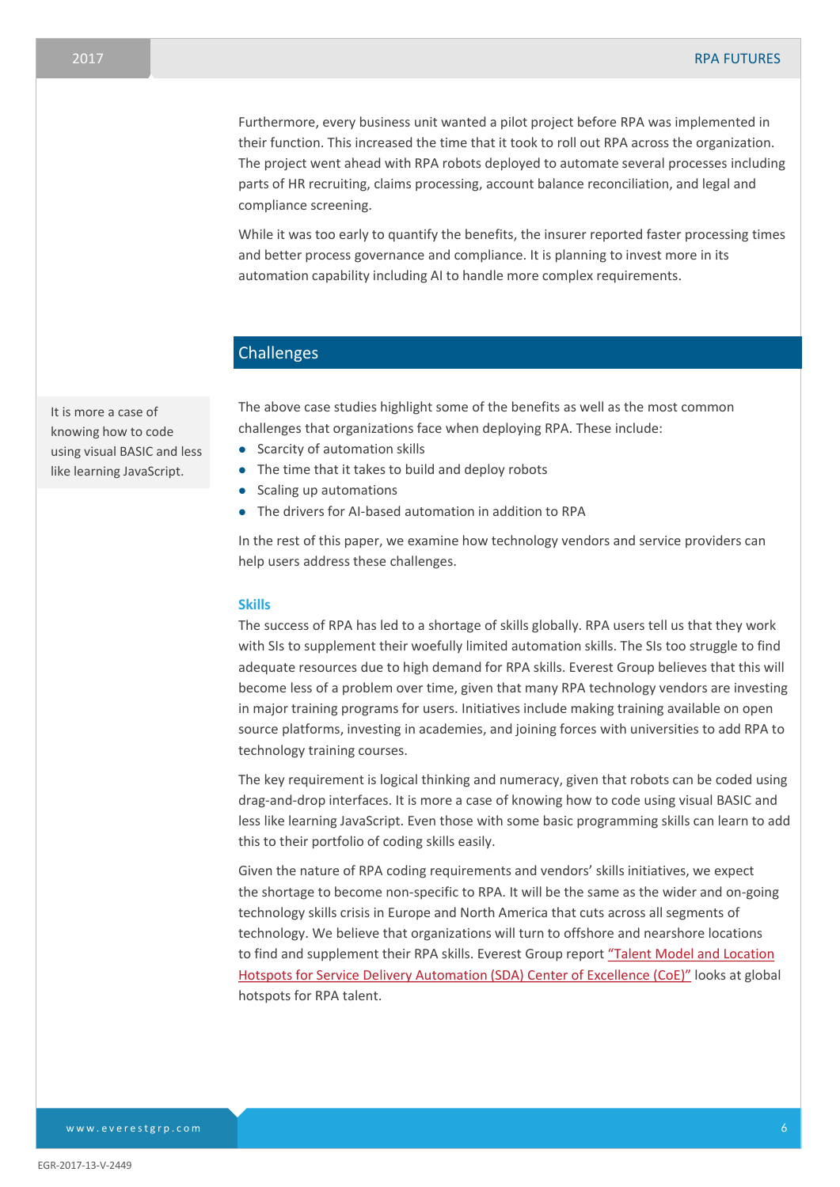Furthermore, every business unit wanted a pilot project before RPA was implemented in their function. This increased the time that it took to roll out RPA across the organization. The project went ahead with RPA robots deployed to automate several processes including parts of HR recruiting, claims processing, account balance reconciliation, and legal and compliance screening.

While it was too early to quantify the benefits, the insurer reported faster processing times and better process governance and compliance. It is planning to invest more in its automation capability including AI to handle more complex requirements.

## Challenges

> It is more a case of knowing how to code using visual BASIC and less like learning JavaScript.

The above case studies highlight some of the benefits as well as the most common challenges that organizations face when deploying RPA. These include:

- Scarcity of automation skills
- The time that it takes to build and deploy robots
- Scaling up automations
- The drivers for AI-based automation in addition to RPA

In the rest of this paper, we examine how technology vendors and service providers can help users address these challenges.

### Skills

The success of RPA has led to a shortage of skills globally. RPA users tell us that they work with SIs to supplement their woefully limited automation skills. The SIs too struggle to find adequate resources due to high demand for RPA skills. Everest Group believes that this will become less of a problem over time, given that many RPA technology vendors are investing in major training programs for users. Initiatives include making training available on open source platforms, investing in academies, and joining forces with universities to add RPA to technology training courses.

The key requirement is logical thinking and numeracy, given that robots can be coded using drag-and-drop interfaces. It is more a case of knowing how to code using visual BASIC and less like learning JavaScript. Even those with some basic programming skills can learn to add this to their portfolio of coding skills easily.

Given the nature of RPA coding requirements and vendors' skills initiatives, we expect the shortage to become non-specific to RPA. It will be the same as the wider and on-going technology skills crisis in Europe and North America that cuts across all segments of technology. We believe that organizations will turn to offshore and nearshore locations to find and supplement their RPA skills. Everest Group report "Talent Model and Location Hotspots for Service Delivery Automation (SDA) Center of Excellence (CoE)" looks at global hotspots for RPA talent.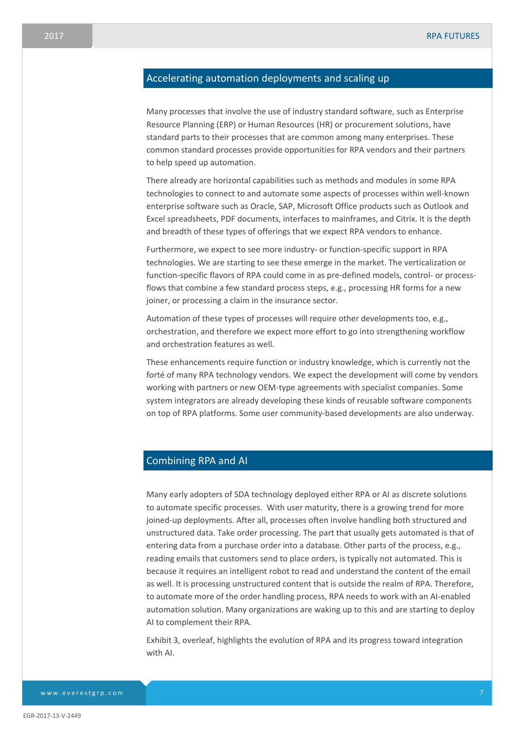## Accelerating automation deployments and scaling up

Many processes that involve the use of industry standard software, such as Enterprise Resource Planning (ERP) or Human Resources (HR) or procurement solutions, have standard parts to their processes that are common among many enterprises. These common standard processes provide opportunities for RPA vendors and their partners to help speed up automation.

There already are horizontal capabilities such as methods and modules in some RPA technologies to connect to and automate some aspects of processes within well-known enterprise software such as Oracle, SAP, Microsoft Office products such as Outlook and Excel spreadsheets, PDF documents, interfaces to mainframes, and Citrix. It is the depth and breadth of these types of offerings that we expect RPA vendors to enhance.

Furthermore, we expect to see more industry- or function-specific support in RPA technologies. We are starting to see these emerge in the market. The verticalization or function-specific flavors of RPA could come in as pre-defined models, control- or process-flows that combine a few standard process steps, e.g., processing HR forms for a new joiner, or processing a claim in the insurance sector.

Automation of these types of processes will require other developments too, e.g., orchestration, and therefore we expect more effort to go into strengthening workflow and orchestration features as well.

These enhancements require function or industry knowledge, which is currently not the forté of many RPA technology vendors. We expect the development will come by vendors working with partners or new OEM-type agreements with specialist companies. Some system integrators are already developing these kinds of reusable software components on top of RPA platforms. Some user community-based developments are also underway.

## Combining RPA and AI

Many early adopters of SDA technology deployed either RPA or AI as discrete solutions to automate specific processes. With user maturity, there is a growing trend for more joined-up deployments. After all, processes often involve handling both structured and unstructured data. Take order processing. The part that usually gets automated is that of entering data from a purchase order into a database. Other parts of the process, e.g., reading emails that customers send to place orders, is typically not automated. This is because it requires an intelligent robot to read and understand the content of the email as well. It is processing unstructured content that is outside the realm of RPA. Therefore, to automate more of the order handling process, RPA needs to work with an AI-enabled automation solution. Many organizations are waking up to this and are starting to deploy AI to complement their RPA.

Exhibit 3, overleaf, highlights the evolution of RPA and its progress toward integration with AI.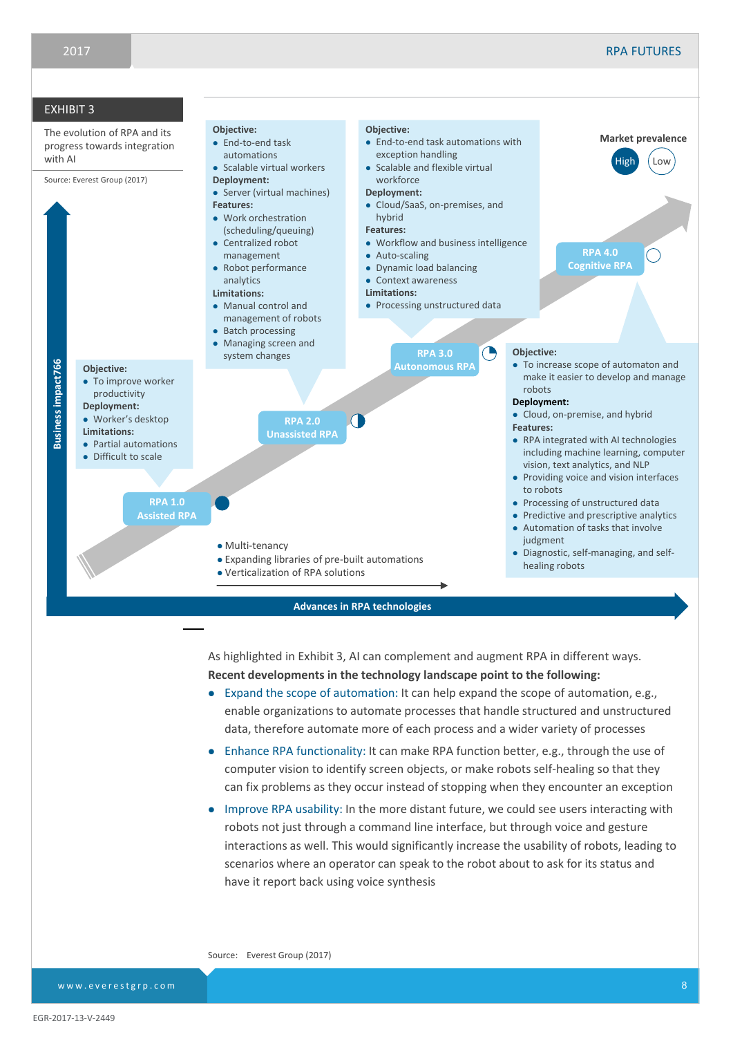EXHIBIT 3

The evolution of RPA and its progress towards integration with AI

Source: Everest Group (2017)

Market prevalence: High / Low

**RPA 1.0 Assisted RPA**

**Objective:**
- To improve worker productivity

**Deployment:**
- Worker's desktop

**Limitations:**
- Partial automations
- Difficult to scale

**RPA 2.0 Unassisted RPA**

**Objective:**
- End-to-end task automations
- Scalable virtual workers

**Deployment:**
- Server (virtual machines)

**Features:**
- Work orchestration (scheduling/queuing)
- Centralized robot management
- Robot performance analytics

**Limitations:**
- Manual control and management of robots
- Batch processing
- Managing screen and system changes

**RPA 3.0 Autonomous RPA**

**Objective:**
- End-to-end task automations with exception handling
- Scalable and flexible virtual workforce

**Deployment:**
- Cloud/SaaS, on-premises, and hybrid

**Features:**
- Workflow and business intelligence
- Auto-scaling
- Dynamic load balancing
- Context awareness

**Limitations:**
- Processing unstructured data

**RPA 4.0 Cognitive RPA**

**Objective:**
- To increase scope of automaton and make it easier to develop and manage robots

**Deployment:**
- Cloud, on-premise, and hybrid

**Features:**
- RPA integrated with AI technologies including machine learning, computer vision, text analytics, and NLP
- Providing voice and vision interfaces to robots
- Processing of unstructured data
- Predictive and prescriptive analytics
- Automation of tasks that involve judgment
- Diagnostic, self-managing, and self-healing robots

- Multi-tenancy
- Expanding libraries of pre-built automations
- Verticalization of RPA solutions

Business impact

Advances in RPA technologies

As highlighted in Exhibit 3, AI can complement and augment RPA in different ways. **Recent developments in the technology landscape point to the following:**

- Expand the scope of automation: It can help expand the scope of automation, e.g., enable organizations to automate processes that handle structured and unstructured data, therefore automate more of each process and a wider variety of processes
- Enhance RPA functionality: It can make RPA function better, e.g., through the use of computer vision to identify screen objects, or make robots self-healing so that they can fix problems as they occur instead of stopping when they encounter an exception
- Improve RPA usability: In the more distant future, we could see users interacting with robots not just through a command line interface, but through voice and gesture interactions as well. This would significantly increase the usability of robots, leading to scenarios where an operator can speak to the robot about to ask for its status and have it report back using voice synthesis

Source: Everest Group (2017)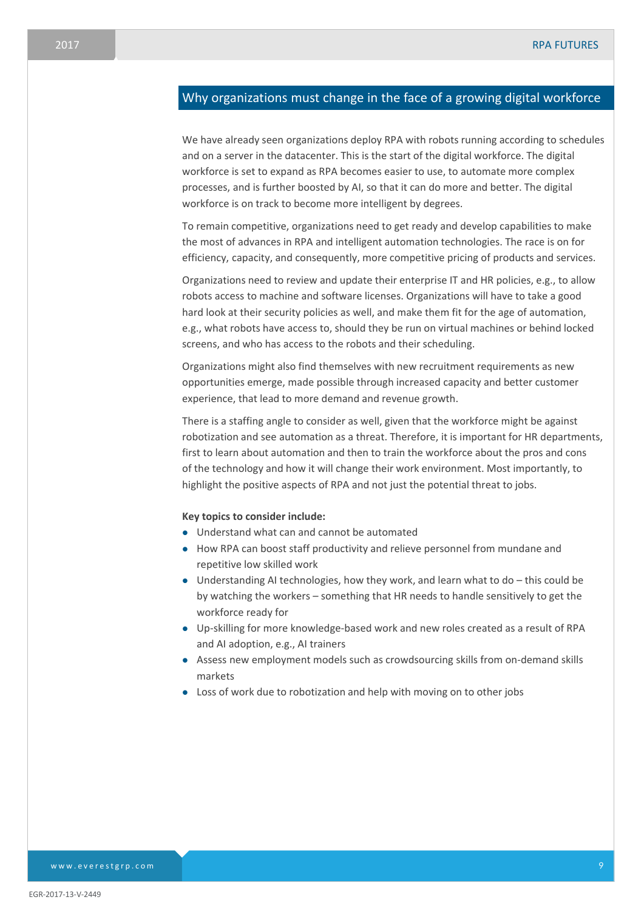## Why organizations must change in the face of a growing digital workforce

We have already seen organizations deploy RPA with robots running according to schedules and on a server in the datacenter. This is the start of the digital workforce. The digital workforce is set to expand as RPA becomes easier to use, to automate more complex processes, and is further boosted by AI, so that it can do more and better. The digital workforce is on track to become more intelligent by degrees.

To remain competitive, organizations need to get ready and develop capabilities to make the most of advances in RPA and intelligent automation technologies. The race is on for efficiency, capacity, and consequently, more competitive pricing of products and services.

Organizations need to review and update their enterprise IT and HR policies, e.g., to allow robots access to machine and software licenses. Organizations will have to take a good hard look at their security policies as well, and make them fit for the age of automation, e.g., what robots have access to, should they be run on virtual machines or behind locked screens, and who has access to the robots and their scheduling.

Organizations might also find themselves with new recruitment requirements as new opportunities emerge, made possible through increased capacity and better customer experience, that lead to more demand and revenue growth.

There is a staffing angle to consider as well, given that the workforce might be against robotization and see automation as a threat. Therefore, it is important for HR departments, first to learn about automation and then to train the workforce about the pros and cons of the technology and how it will change their work environment. Most importantly, to highlight the positive aspects of RPA and not just the potential threat to jobs.

**Key topics to consider include:**

- Understand what can and cannot be automated
- How RPA can boost staff productivity and relieve personnel from mundane and repetitive low skilled work
- Understanding AI technologies, how they work, and learn what to do – this could be by watching the workers – something that HR needs to handle sensitively to get the workforce ready for
- Up-skilling for more knowledge-based work and new roles created as a result of RPA and AI adoption, e.g., AI trainers
- Assess new employment models such as crowdsourcing skills from on-demand skills markets
- Loss of work due to robotization and help with moving on to other jobs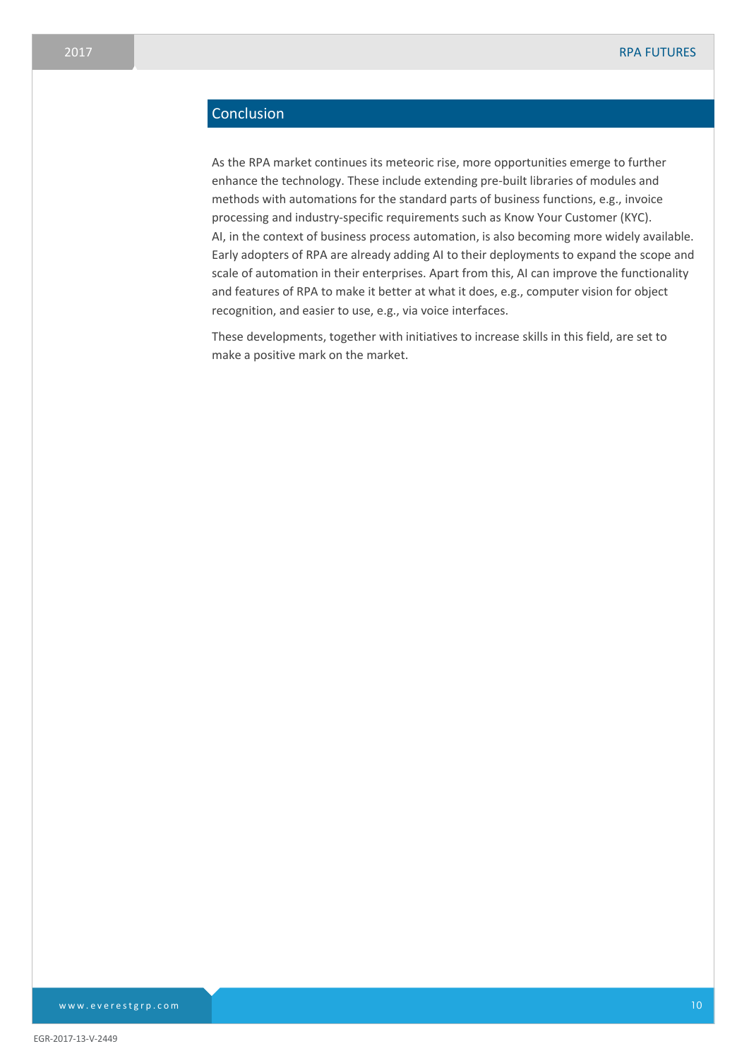## Conclusion

As the RPA market continues its meteoric rise, more opportunities emerge to further enhance the technology. These include extending pre-built libraries of modules and methods with automations for the standard parts of business functions, e.g., invoice processing and industry-specific requirements such as Know Your Customer (KYC). AI, in the context of business process automation, is also becoming more widely available. Early adopters of RPA are already adding AI to their deployments to expand the scope and scale of automation in their enterprises. Apart from this, AI can improve the functionality and features of RPA to make it better at what it does, e.g., computer vision for object recognition, and easier to use, e.g., via voice interfaces.

These developments, together with initiatives to increase skills in this field, are set to make a positive mark on the market.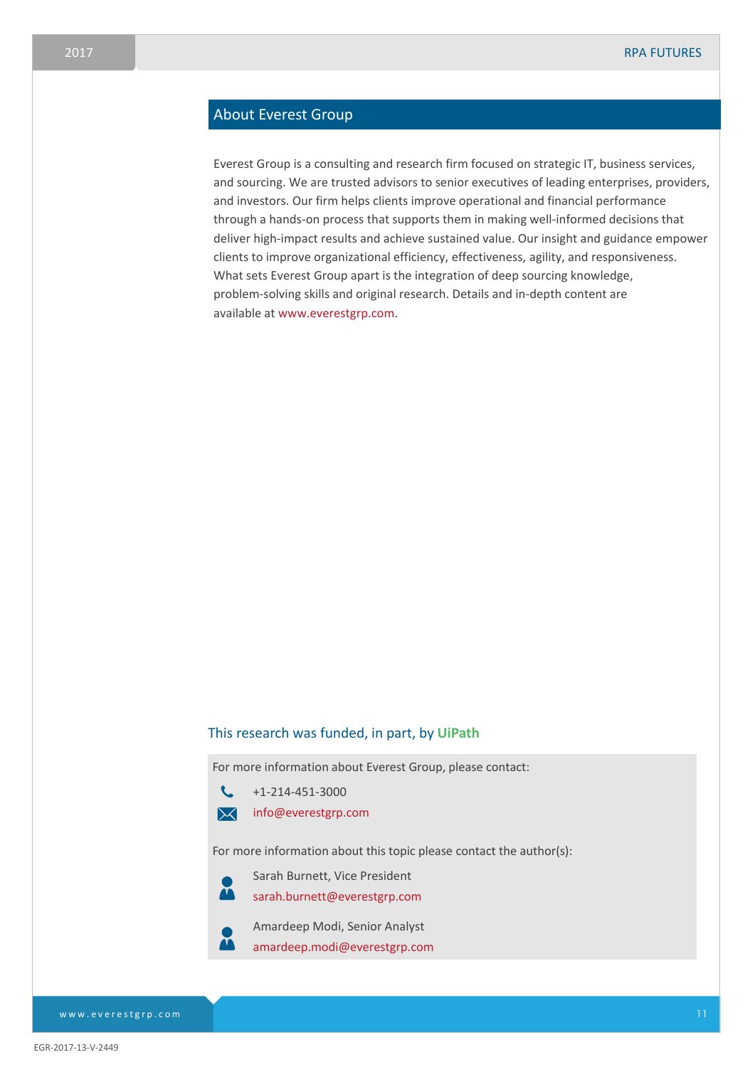## About Everest Group

Everest Group is a consulting and research firm focused on strategic IT, business services, and sourcing. We are trusted advisors to senior executives of leading enterprises, providers, and investors. Our firm helps clients improve operational and financial performance through a hands-on process that supports them in making well-informed decisions that deliver high-impact results and achieve sustained value. Our insight and guidance empower clients to improve organizational efficiency, effectiveness, agility, and responsiveness. What sets Everest Group apart is the integration of deep sourcing knowledge, problem-solving skills and original research. Details and in-depth content are available at www.everestgrp.com.

This research was funded, in part, by **UiPath**

For more information about Everest Group, please contact:

+1-214-451-3000

info@everestgrp.com

For more information about this topic please contact the author(s):

Sarah Burnett, Vice President
sarah.burnett@everestgrp.com

Amardeep Modi, Senior Analyst
amardeep.modi@everestgrp.com

EGR-2017-13-V-2449